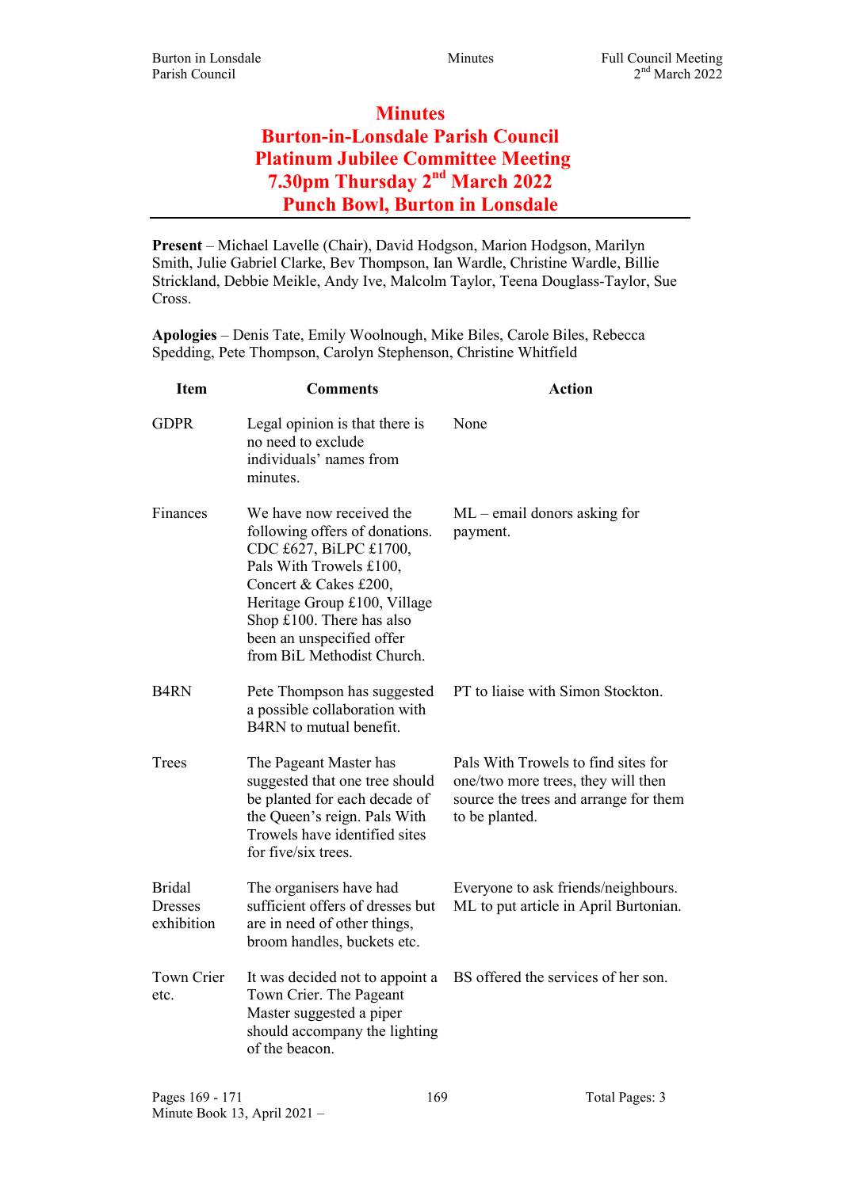# Minutes
# Burton-in-Lonsdale Parish Council
# Platinum Jubilee Committee Meeting
# 7.30pm Thursday 2nd March 2022
# Punch Bowl, Burton in Lonsdale

**Present** – Michael Lavelle (Chair), David Hodgson, Marion Hodgson, Marilyn Smith, Julie Gabriel Clarke, Bev Thompson, Ian Wardle, Christine Wardle, Billie Strickland, Debbie Meikle, Andy Ive, Malcolm Taylor, Teena Douglass-Taylor, Sue Cross.

**Apologies** – Denis Tate, Emily Woolnough, Mike Biles, Carole Biles, Rebecca Spedding, Pete Thompson, Carolyn Stephenson, Christine Whitfield

| Item | Comments | Action |
|---|---|---|
| GDPR | Legal opinion is that there is no need to exclude individuals' names from minutes. | None |
| Finances | We have now received the following offers of donations. CDC £627, BiLPC £1700, Pals With Trowels £100, Concert & Cakes £200, Heritage Group £100, Village Shop £100. There has also been an unspecified offer from BiL Methodist Church. | ML – email donors asking for payment. |
| B4RN | Pete Thompson has suggested a possible collaboration with B4RN to mutual benefit. | PT to liaise with Simon Stockton. |
| Trees | The Pageant Master has suggested that one tree should be planted for each decade of the Queen's reign. Pals With Trowels have identified sites for five/six trees. | Pals With Trowels to find sites for one/two more trees, they will then source the trees and arrange for them to be planted. |
| Bridal Dresses exhibition | The organisers have had sufficient offers of dresses but are in need of other things, broom handles, buckets etc. | Everyone to ask friends/neighbours. ML to put article in April Burtonian. |
| Town Crier etc. | It was decided not to appoint a Town Crier. The Pageant Master suggested a piper should accompany the lighting of the beacon. | BS offered the services of her son. |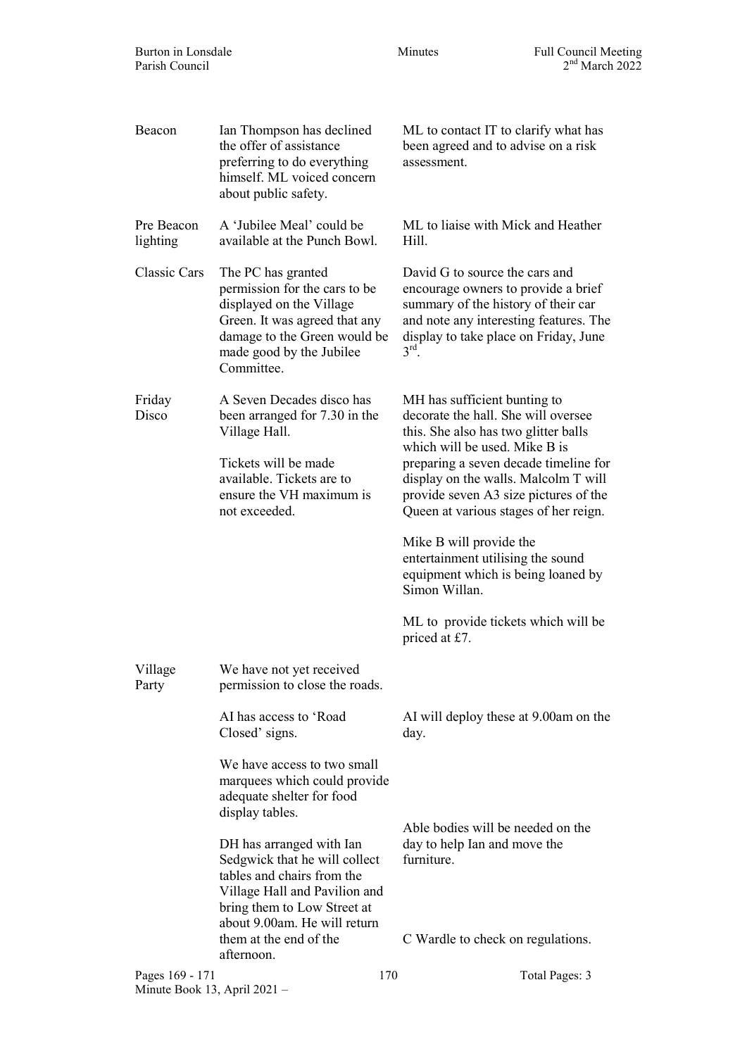| | | |
|---|---|---|
| Beacon | Ian Thompson has declined the offer of assistance preferring to do everything himself. ML voiced concern about public safety. | ML to contact IT to clarify what has been agreed and to advise on a risk assessment. |
| Pre Beacon lighting | A 'Jubilee Meal' could be available at the Punch Bowl. | ML to liaise with Mick and Heather Hill. |
| Classic Cars | The PC has granted permission for the cars to be displayed on the Village Green. It was agreed that any damage to the Green would be made good by the Jubilee Committee. | David G to source the cars and encourage owners to provide a brief summary of the history of their car and note any interesting features. The display to take place on Friday, June 3rd. |
| Friday Disco | A Seven Decades disco has been arranged for 7.30 in the Village Hall.<br><br>Tickets will be made available. Tickets are to ensure the VH maximum is not exceeded. | MH has sufficient bunting to decorate the hall. She will oversee this. She also has two glitter balls which will be used. Mike B is preparing a seven decade timeline for display on the walls. Malcolm T will provide seven A3 size pictures of the Queen at various stages of her reign.<br><br>Mike B will provide the entertainment utilising the sound equipment which is being loaned by Simon Willan.<br><br>ML to provide tickets which will be priced at £7. |
| Village Party | We have not yet received permission to close the roads. | |
| | AI has access to 'Road Closed' signs. | AI will deploy these at 9.00am on the day. |
| | We have access to two small marquees which could provide adequate shelter for food display tables. | |
| | DH has arranged with Ian Sedgwick that he will collect tables and chairs from the Village Hall and Pavilion and bring them to Low Street at about 9.00am. He will return them at the end of the afternoon. | Able bodies will be needed on the day to help Ian and move the furniture.<br><br>C Wardle to check on regulations. |

Minute Book 13, April 2021 –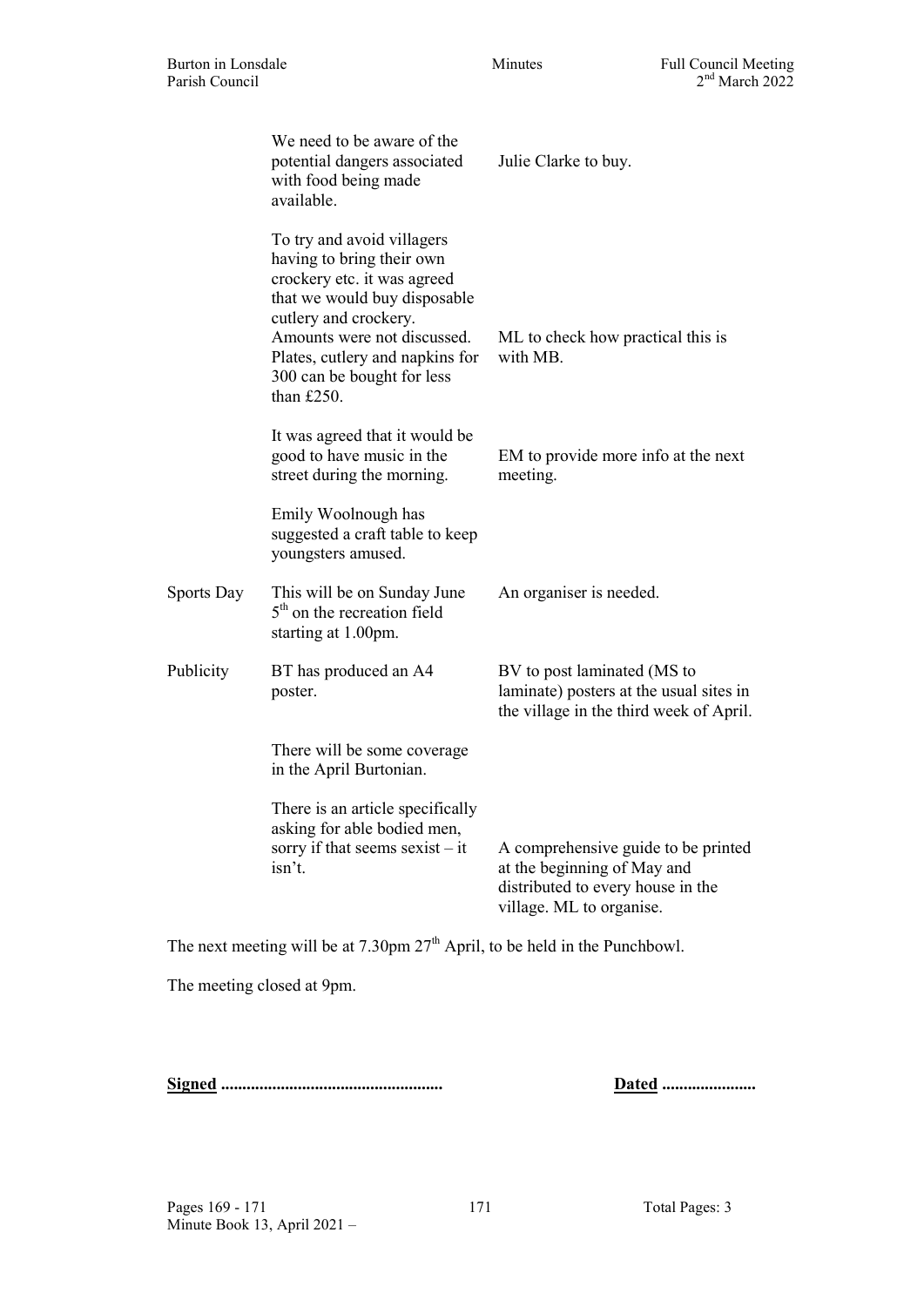| | | |
|---|---|---|
| | We need to be aware of the potential dangers associated with food being made available. | Julie Clarke to buy. |
| | To try and avoid villagers having to bring their own crockery etc. it was agreed that we would buy disposable cutlery and crockery. Amounts were not discussed. Plates, cutlery and napkins for 300 can be bought for less than £250. | ML to check how practical this is with MB. |
| | It was agreed that it would be good to have music in the street during the morning. | EM to provide more info at the next meeting. |
| | Emily Woolnough has suggested a craft table to keep youngsters amused. | |
| Sports Day | This will be on Sunday June 5th on the recreation field starting at 1.00pm. | An organiser is needed. |
| Publicity | BT has produced an A4 poster. | BV to post laminated (MS to laminate) posters at the usual sites in the village in the third week of April. |
| | There will be some coverage in the April Burtonian. | |
| | There is an article specifically asking for able bodied men, sorry if that seems sexist – it isn't. | A comprehensive guide to be printed at the beginning of May and distributed to every house in the village. ML to organise. |

The next meeting will be at 7.30pm 27th April, to be held in the Punchbowl.

The meeting closed at 9pm.

**Signed** ....................................................                **Dated** ......................

Pages 169 - 171

Minute Book 13, April 2021 –